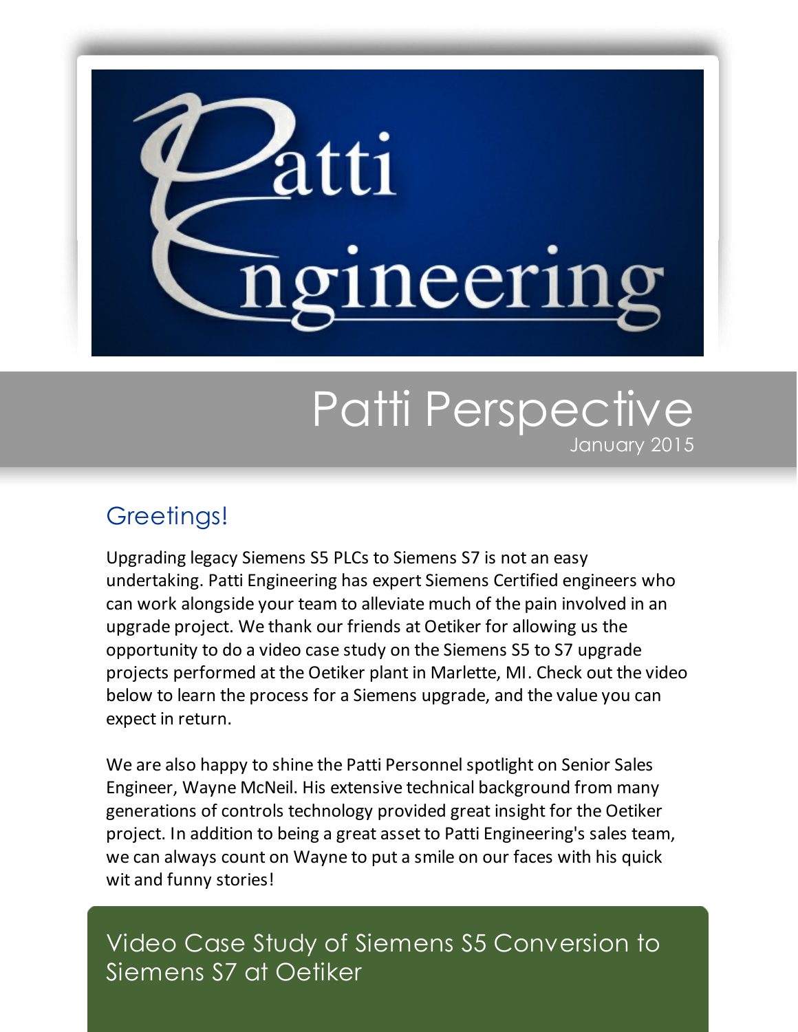# Patti Engineering

# Patti Perspective

January 2015

## Greetings!

Upgrading legacy Siemens S5 PLCs to Siemens S7 is not an easy undertaking. Patti Engineering has expert Siemens Certified engineers who can work alongside your team to alleviate much of the pain involved in an upgrade project. We thank our friends at Oetiker for allowing us the opportunity to do a video case study on the Siemens S5 to S7 upgrade projects performed at the Oetiker plant in Marlette, MI. Check out the video below to learn the process for a Siemens upgrade, and the value you can expect in return.

We are also happy to shine the Patti Personnel spotlight on Senior Sales Engineer, Wayne McNeil. His extensive technical background from many generations of controls technology provided great insight for the Oetiker project. In addition to being a great asset to Patti Engineering's sales team, we can always count on Wayne to put a smile on our faces with his quick wit and funny stories!

## Video Case Study of Siemens S5 Conversion to Siemens S7 at Oetiker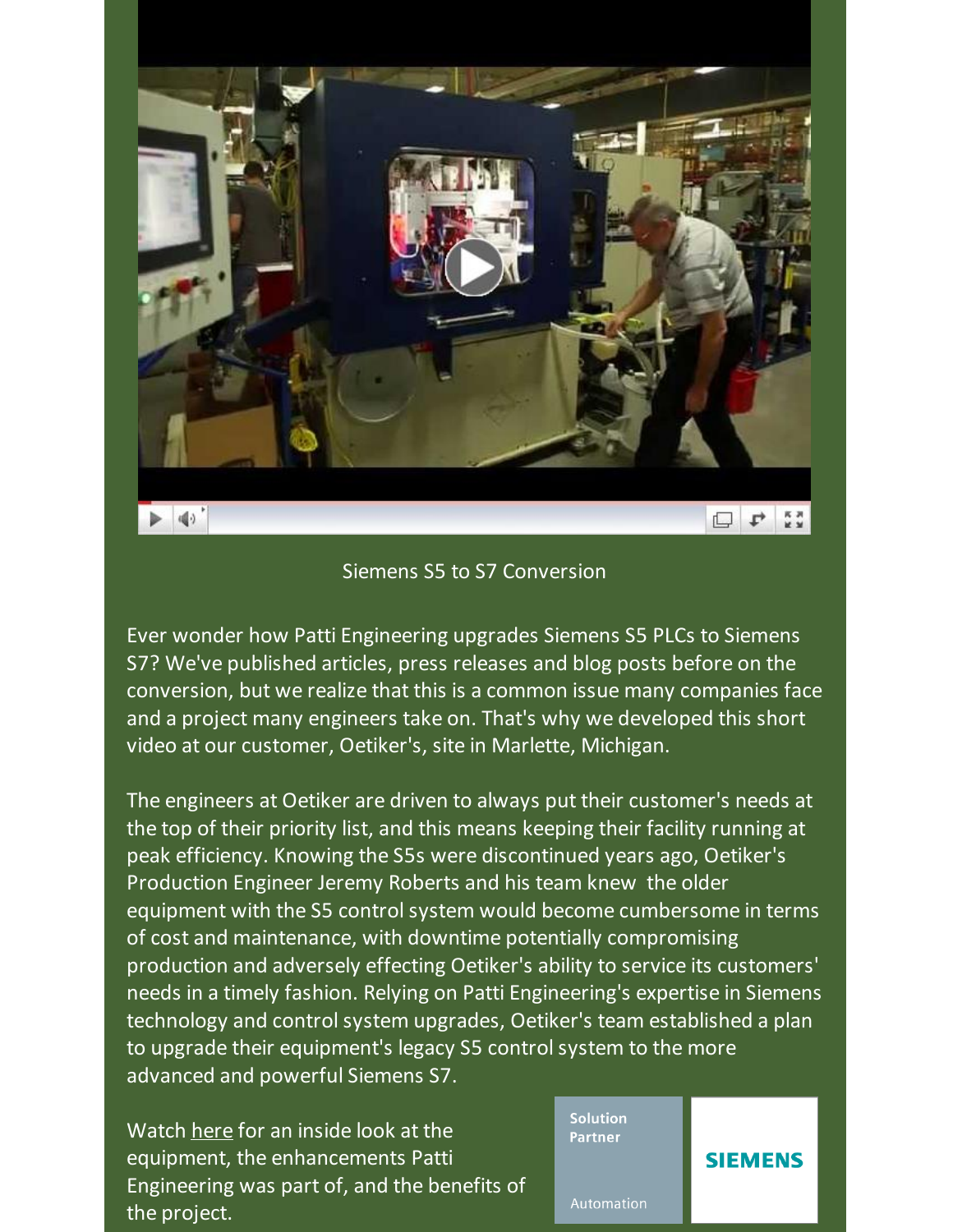Siemens S5 to S7 Conversion

Ever wonder how Patti Engineering upgrades Siemens S5 PLCs to Siemens S7? We've published articles, press releases and blog posts before on the conversion, but we realize that this is a common issue many companies face and a project many engineers take on. That's why we developed this short video at our customer, Oetiker's, site in Marlette, Michigan.

The engineers at Oetiker are driven to always put their customer's needs at the top of their priority list, and this means keeping their facility running at peak efficiency. Knowing the S5s were discontinued years ago, Oetiker's Production Engineer Jeremy Roberts and his team knew the older equipment with the S5 control system would become cumbersome in terms of cost and maintenance, with downtime potentially compromising production and adversely effecting Oetiker's ability to service its customers' needs in a timely fashion. Relying on Patti Engineering's expertise in Siemens technology and control system upgrades, Oetiker's team established a plan to upgrade their equipment's legacy S5 control system to the more advanced and powerful Siemens S7.

Watch here for an inside look at the equipment, the enhancements Patti Engineering was part of, and the benefits of the project.

Solution Partner

Automation

SIEMENS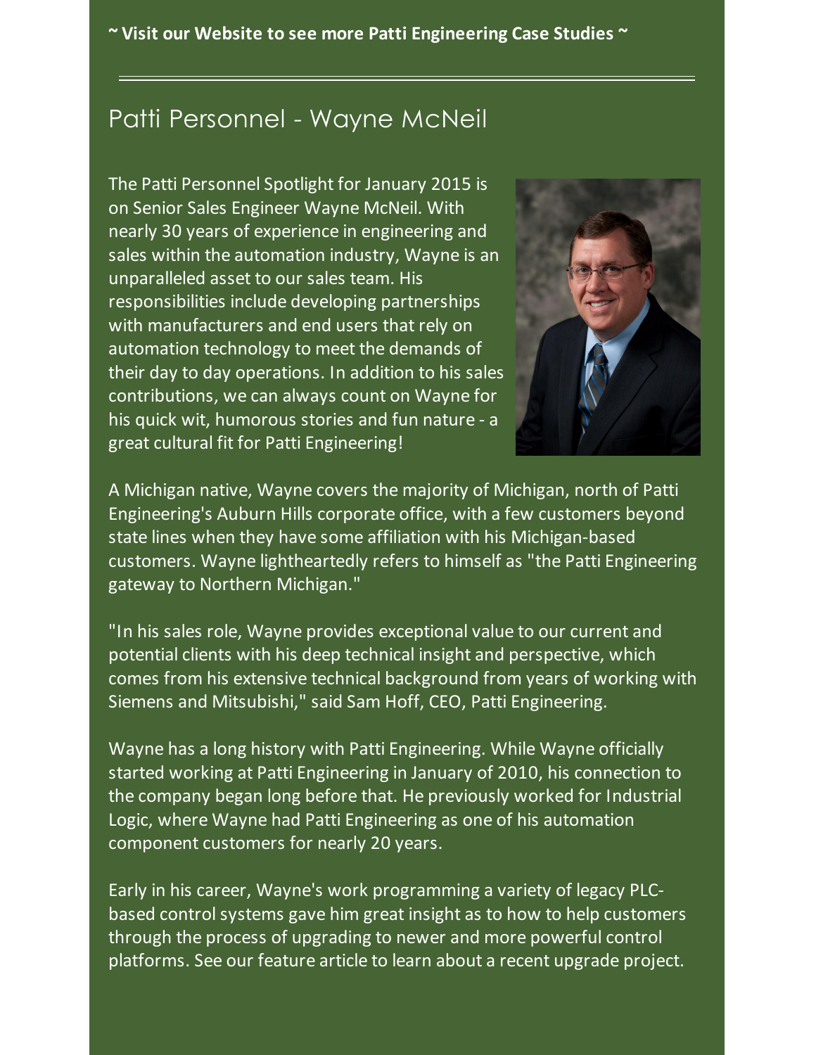**~ Visit our Website to see more Patti Engineering Case Studies ~**

---

## Patti Personnel - Wayne McNeil

The Patti Personnel Spotlight for January 2015 is on Senior Sales Engineer Wayne McNeil. With nearly 30 years of experience in engineering and sales within the automation industry, Wayne is an unparalleled asset to our sales team. His responsibilities include developing partnerships with manufacturers and end users that rely on automation technology to meet the demands of their day to day operations. In addition to his sales contributions, we can always count on Wayne for his quick wit, humorous stories and fun nature - a great cultural fit for Patti Engineering!

A Michigan native, Wayne covers the majority of Michigan, north of Patti Engineering's Auburn Hills corporate office, with a few customers beyond state lines when they have some affiliation with his Michigan-based customers. Wayne lightheartedly refers to himself as "the Patti Engineering gateway to Northern Michigan."

"In his sales role, Wayne provides exceptional value to our current and potential clients with his deep technical insight and perspective, which comes from his extensive technical background from years of working with Siemens and Mitsubishi," said Sam Hoff, CEO, Patti Engineering.

Wayne has a long history with Patti Engineering. While Wayne officially started working at Patti Engineering in January of 2010, his connection to the company began long before that. He previously worked for Industrial Logic, where Wayne had Patti Engineering as one of his automation component customers for nearly 20 years.

Early in his career, Wayne's work programming a variety of legacy PLC-based control systems gave him great insight as to how to help customers through the process of upgrading to newer and more powerful control platforms. See our feature article to learn about a recent upgrade project.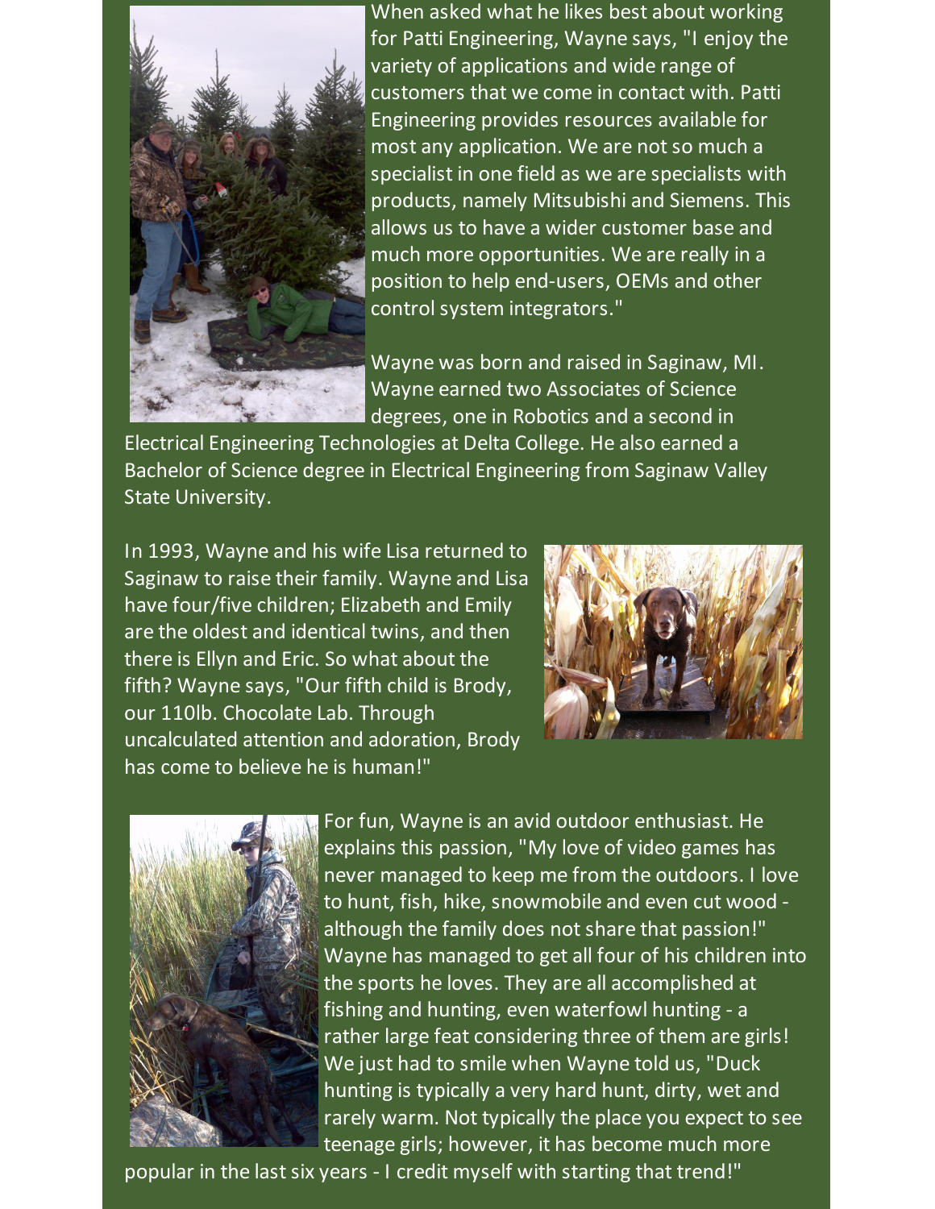When asked what he likes best about working for Patti Engineering, Wayne says, "I enjoy the variety of applications and wide range of customers that we come in contact with. Patti Engineering provides resources available for most any application. We are not so much a specialist in one field as we are specialists with products, namely Mitsubishi and Siemens. This allows us to have a wider customer base and much more opportunities. We are really in a position to help end-users, OEMs and other control system integrators."

Wayne was born and raised in Saginaw, MI. Wayne earned two Associates of Science degrees, one in Robotics and a second in Electrical Engineering Technologies at Delta College. He also earned a Bachelor of Science degree in Electrical Engineering from Saginaw Valley State University.

In 1993, Wayne and his wife Lisa returned to Saginaw to raise their family. Wayne and Lisa have four/five children; Elizabeth and Emily are the oldest and identical twins, and then there is Ellyn and Eric. So what about the fifth? Wayne says, "Our fifth child is Brody, our 110lb. Chocolate Lab. Through uncalculated attention and adoration, Brody has come to believe he is human!"

For fun, Wayne is an avid outdoor enthusiast. He explains this passion, "My love of video games has never managed to keep me from the outdoors. I love to hunt, fish, hike, snowmobile and even cut wood - although the family does not share that passion!" Wayne has managed to get all four of his children into the sports he loves. They are all accomplished at fishing and hunting, even waterfowl hunting - a rather large feat considering three of them are girls! We just had to smile when Wayne told us, "Duck hunting is typically a very hard hunt, dirty, wet and rarely warm. Not typically the place you expect to see teenage girls; however, it has become much more popular in the last six years - I credit myself with starting that trend!"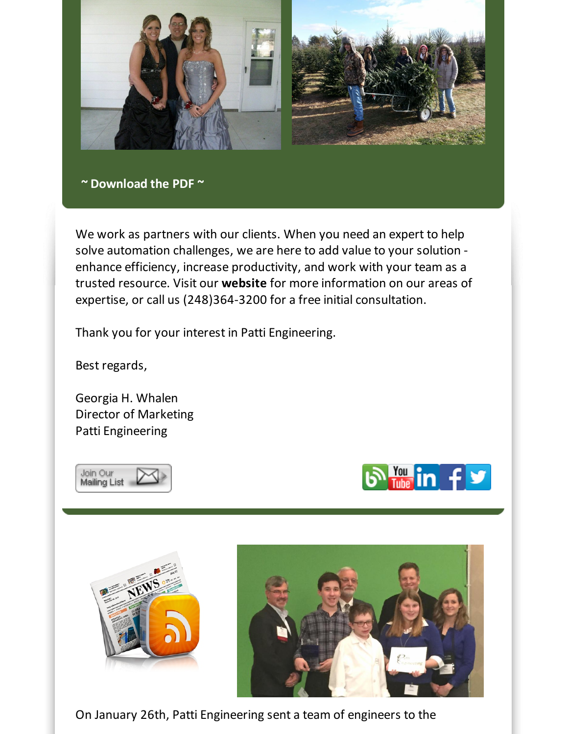**~ Download the PDF ~**

We work as partners with our clients. When you need an expert to help solve automation challenges, we are here to add value to your solution - enhance efficiency, increase productivity, and work with your team as a trusted resource. Visit our **website** for more information on our areas of expertise, or call us (248)364-3200 for a free initial consultation.

Thank you for your interest in Patti Engineering.

Best regards,

Georgia H. Whalen
Director of Marketing
Patti Engineering

Join Our Mailing List

On January 26th, Patti Engineering sent a team of engineers to the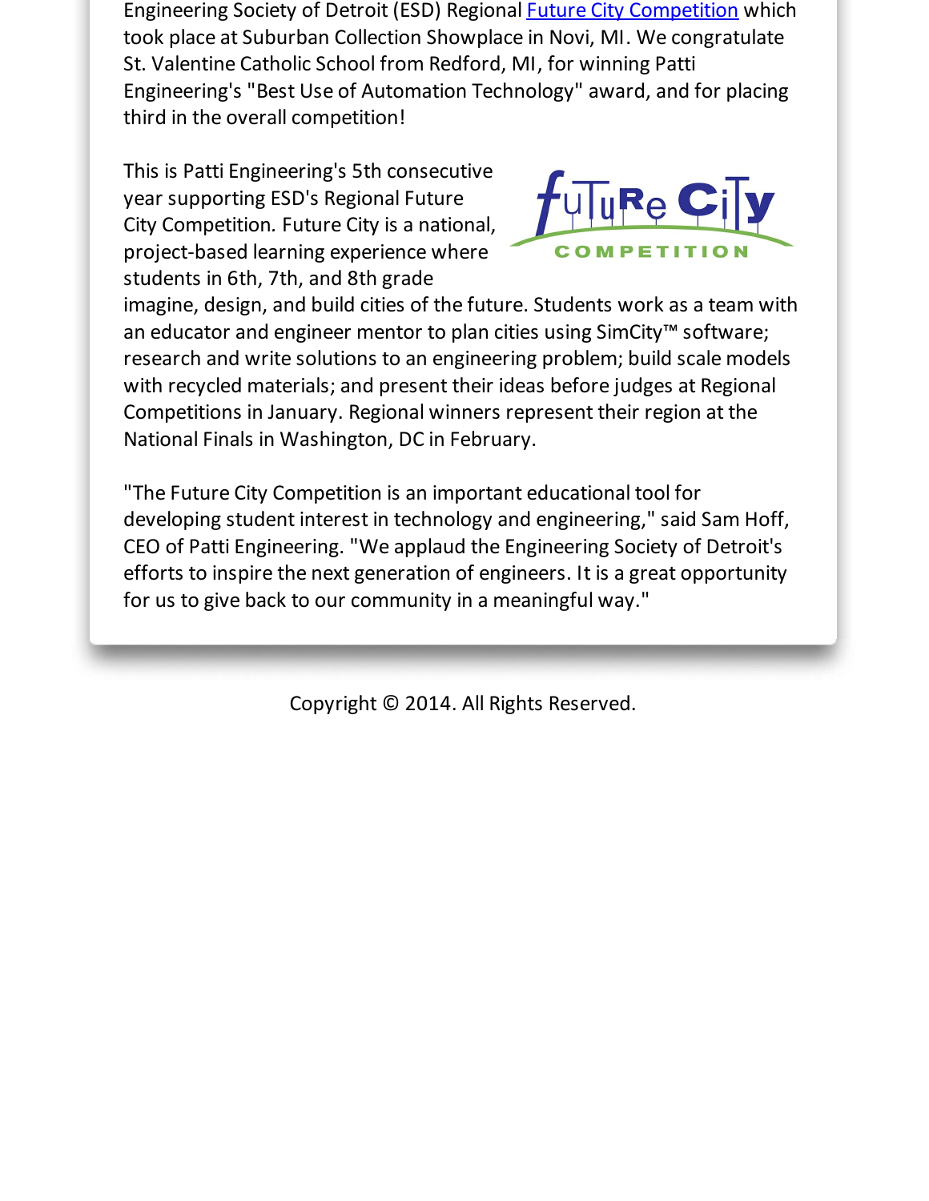Engineering Society of Detroit (ESD) Regional [Future City Competition](#) which took place at Suburban Collection Showplace in Novi, MI. We congratulate St. Valentine Catholic School from Redford, MI, for winning Patti Engineering's "Best Use of Automation Technology" award, and for placing third in the overall competition!

This is Patti Engineering's 5th consecutive year supporting ESD's Regional Future City Competition. Future City is a national, project-based learning experience where students in 6th, 7th, and 8th grade imagine, design, and build cities of the future. Students work as a team with an educator and engineer mentor to plan cities using SimCity™ software; research and write solutions to an engineering problem; build scale models with recycled materials; and present their ideas before judges at Regional Competitions in January. Regional winners represent their region at the National Finals in Washington, DC in February.

"The Future City Competition is an important educational tool for developing student interest in technology and engineering," said Sam Hoff, CEO of Patti Engineering. "We applaud the Engineering Society of Detroit's efforts to inspire the next generation of engineers. It is a great opportunity for us to give back to our community in a meaningful way."

Copyright © 2014. All Rights Reserved.